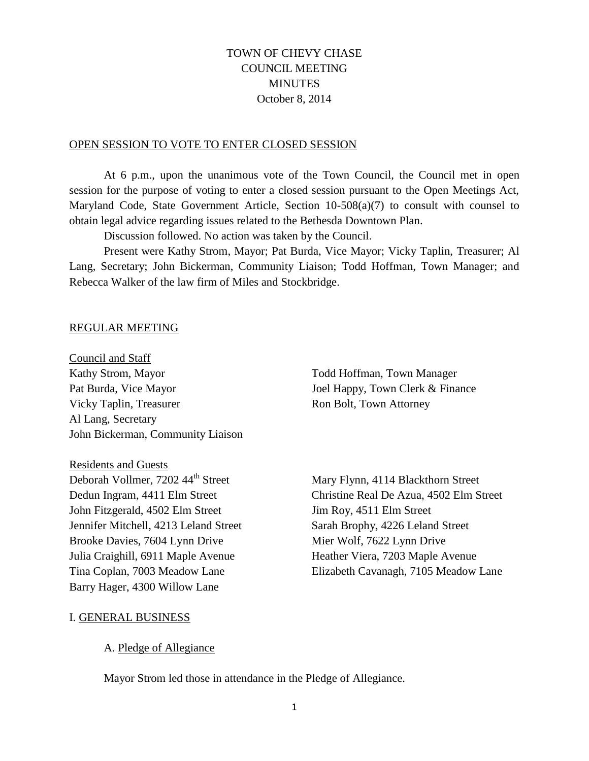# TOWN OF CHEVY CHASE
## COUNCIL MEETING
## MINUTES
October 8, 2014

### OPEN SESSION TO VOTE TO ENTER CLOSED SESSION

At 6 p.m., upon the unanimous vote of the Town Council, the Council met in open session for the purpose of voting to enter a closed session pursuant to the Open Meetings Act, Maryland Code, State Government Article, Section 10-508(a)(7) to consult with counsel to obtain legal advice regarding issues related to the Bethesda Downtown Plan.

Discussion followed. No action was taken by the Council.

Present were Kathy Strom, Mayor; Pat Burda, Vice Mayor; Vicky Taplin, Treasurer; Al Lang, Secretary; John Bickerman, Community Liaison; Todd Hoffman, Town Manager; and Rebecca Walker of the law firm of Miles and Stockbridge.

### REGULAR MEETING

Council and Staff

Kathy Strom, Mayor
Pat Burda, Vice Mayor
Vicky Taplin, Treasurer
Al Lang, Secretary
John Bickerman, Community Liaison
Todd Hoffman, Town Manager
Joel Happy, Town Clerk & Finance
Ron Bolt, Town Attorney

Residents and Guests

Deborah Vollmer, 7202 44th Street
Dedun Ingram, 4411 Elm Street
John Fitzgerald, 4502 Elm Street
Jennifer Mitchell, 4213 Leland Street
Brooke Davies, 7604 Lynn Drive
Julia Craighill, 6911 Maple Avenue
Tina Coplan, 7003 Meadow Lane
Barry Hager, 4300 Willow Lane
Mary Flynn, 4114 Blackthorn Street
Christine Real De Azua, 4502 Elm Street
Jim Roy, 4511 Elm Street
Sarah Brophy, 4226 Leland Street
Mier Wolf, 7622 Lynn Drive
Heather Viera, 7203 Maple Avenue
Elizabeth Cavanagh, 7105 Meadow Lane

### I. GENERAL BUSINESS

A. Pledge of Allegiance

Mayor Strom led those in attendance in the Pledge of Allegiance.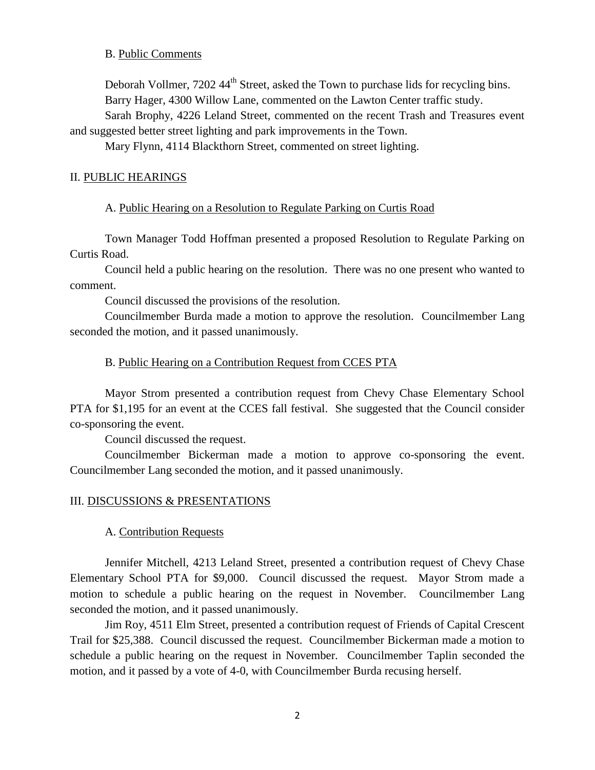B. Public Comments

Deborah Vollmer, 7202 44th Street, asked the Town to purchase lids for recycling bins.

Barry Hager, 4300 Willow Lane, commented on the Lawton Center traffic study.

Sarah Brophy, 4226 Leland Street, commented on the recent Trash and Treasures event and suggested better street lighting and park improvements in the Town.

Mary Flynn, 4114 Blackthorn Street, commented on street lighting.

## II. PUBLIC HEARINGS

### A. Public Hearing on a Resolution to Regulate Parking on Curtis Road

Town Manager Todd Hoffman presented a proposed Resolution to Regulate Parking on Curtis Road.

Council held a public hearing on the resolution. There was no one present who wanted to comment.

Council discussed the provisions of the resolution.

Councilmember Burda made a motion to approve the resolution. Councilmember Lang seconded the motion, and it passed unanimously.

### B. Public Hearing on a Contribution Request from CCES PTA

Mayor Strom presented a contribution request from Chevy Chase Elementary School PTA for $1,195 for an event at the CCES fall festival. She suggested that the Council consider co-sponsoring the event.

Council discussed the request.

Councilmember Bickerman made a motion to approve co-sponsoring the event. Councilmember Lang seconded the motion, and it passed unanimously.

## III. DISCUSSIONS & PRESENTATIONS

### A. Contribution Requests

Jennifer Mitchell, 4213 Leland Street, presented a contribution request of Chevy Chase Elementary School PTA for $9,000. Council discussed the request. Mayor Strom made a motion to schedule a public hearing on the request in November. Councilmember Lang seconded the motion, and it passed unanimously.

Jim Roy, 4511 Elm Street, presented a contribution request of Friends of Capital Crescent Trail for $25,388. Council discussed the request. Councilmember Bickerman made a motion to schedule a public hearing on the request in November. Councilmember Taplin seconded the motion, and it passed by a vote of 4-0, with Councilmember Burda recusing herself.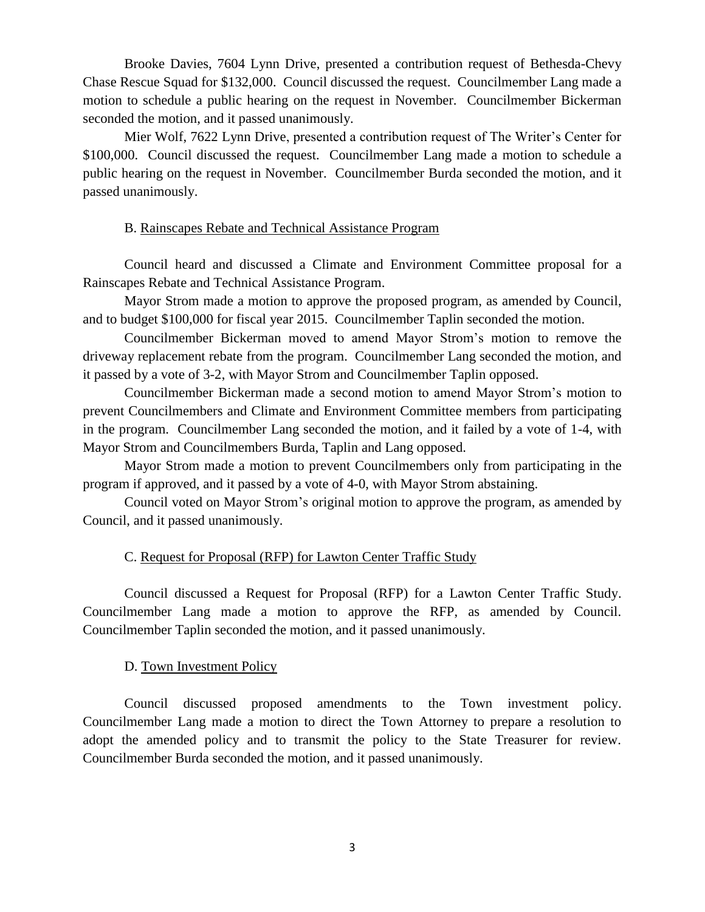Brooke Davies, 7604 Lynn Drive, presented a contribution request of Bethesda-Chevy Chase Rescue Squad for $132,000. Council discussed the request. Councilmember Lang made a motion to schedule a public hearing on the request in November. Councilmember Bickerman seconded the motion, and it passed unanimously.

Mier Wolf, 7622 Lynn Drive, presented a contribution request of The Writer's Center for $100,000. Council discussed the request. Councilmember Lang made a motion to schedule a public hearing on the request in November. Councilmember Burda seconded the motion, and it passed unanimously.

B. <u>Rainscapes Rebate and Technical Assistance Program</u>

Council heard and discussed a Climate and Environment Committee proposal for a Rainscapes Rebate and Technical Assistance Program.

Mayor Strom made a motion to approve the proposed program, as amended by Council, and to budget $100,000 for fiscal year 2015. Councilmember Taplin seconded the motion.

Councilmember Bickerman moved to amend Mayor Strom's motion to remove the driveway replacement rebate from the program. Councilmember Lang seconded the motion, and it passed by a vote of 3-2, with Mayor Strom and Councilmember Taplin opposed.

Councilmember Bickerman made a second motion to amend Mayor Strom's motion to prevent Councilmembers and Climate and Environment Committee members from participating in the program. Councilmember Lang seconded the motion, and it failed by a vote of 1-4, with Mayor Strom and Councilmembers Burda, Taplin and Lang opposed.

Mayor Strom made a motion to prevent Councilmembers only from participating in the program if approved, and it passed by a vote of 4-0, with Mayor Strom abstaining.

Council voted on Mayor Strom's original motion to approve the program, as amended by Council, and it passed unanimously.

C. <u>Request for Proposal (RFP) for Lawton Center Traffic Study</u>

Council discussed a Request for Proposal (RFP) for a Lawton Center Traffic Study. Councilmember Lang made a motion to approve the RFP, as amended by Council. Councilmember Taplin seconded the motion, and it passed unanimously.

D. <u>Town Investment Policy</u>

Council discussed proposed amendments to the Town investment policy. Councilmember Lang made a motion to direct the Town Attorney to prepare a resolution to adopt the amended policy and to transmit the policy to the State Treasurer for review. Councilmember Burda seconded the motion, and it passed unanimously.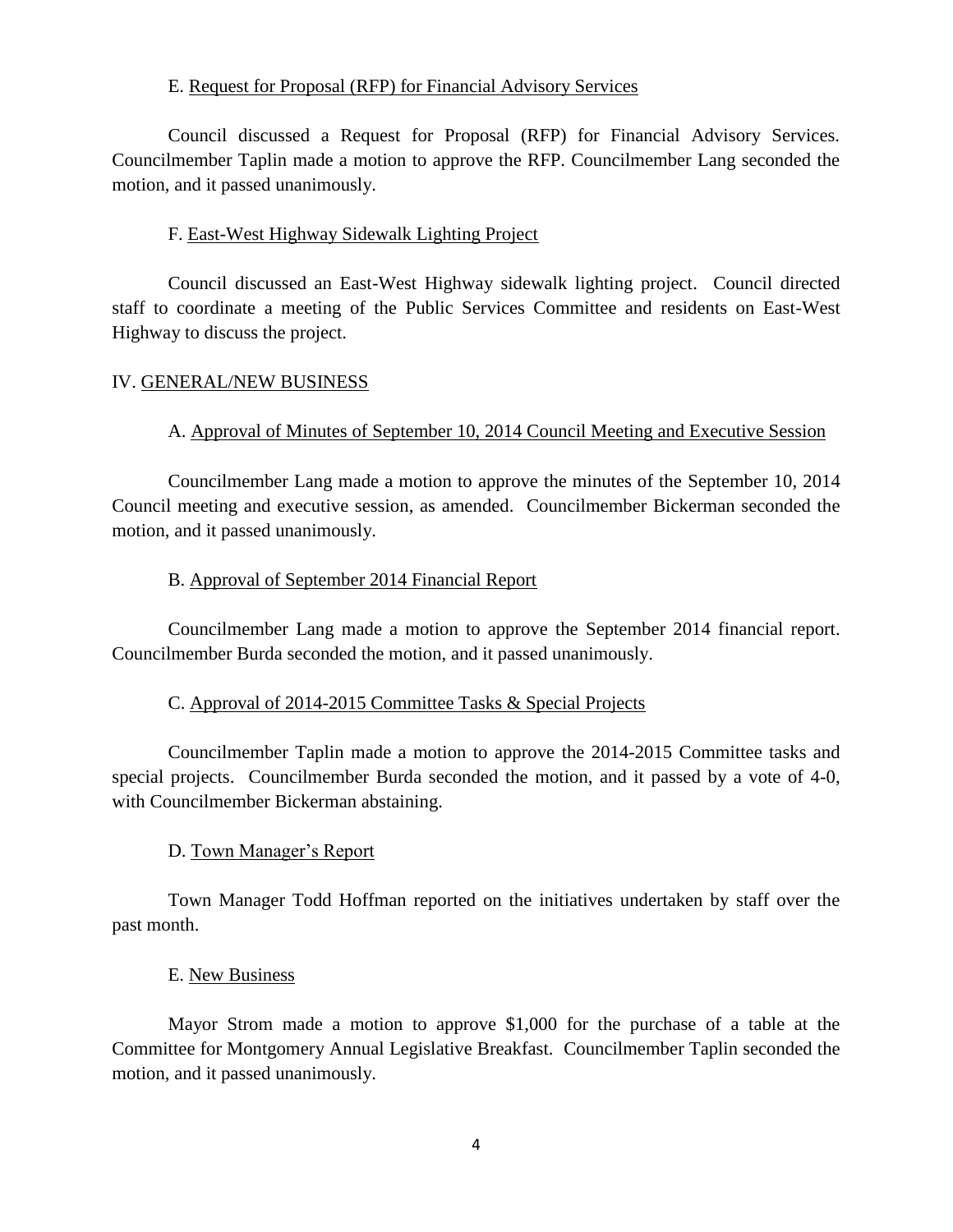E. Request for Proposal (RFP) for Financial Advisory Services

Council discussed a Request for Proposal (RFP) for Financial Advisory Services. Councilmember Taplin made a motion to approve the RFP. Councilmember Lang seconded the motion, and it passed unanimously.

F. East-West Highway Sidewalk Lighting Project

Council discussed an East-West Highway sidewalk lighting project. Council directed staff to coordinate a meeting of the Public Services Committee and residents on East-West Highway to discuss the project.

IV. GENERAL/NEW BUSINESS

A. Approval of Minutes of September 10, 2014 Council Meeting and Executive Session

Councilmember Lang made a motion to approve the minutes of the September 10, 2014 Council meeting and executive session, as amended. Councilmember Bickerman seconded the motion, and it passed unanimously.

B. Approval of September 2014 Financial Report

Councilmember Lang made a motion to approve the September 2014 financial report. Councilmember Burda seconded the motion, and it passed unanimously.

C. Approval of 2014-2015 Committee Tasks & Special Projects

Councilmember Taplin made a motion to approve the 2014-2015 Committee tasks and special projects. Councilmember Burda seconded the motion, and it passed by a vote of 4-0, with Councilmember Bickerman abstaining.

D. Town Manager's Report

Town Manager Todd Hoffman reported on the initiatives undertaken by staff over the past month.

E. New Business

Mayor Strom made a motion to approve $1,000 for the purchase of a table at the Committee for Montgomery Annual Legislative Breakfast. Councilmember Taplin seconded the motion, and it passed unanimously.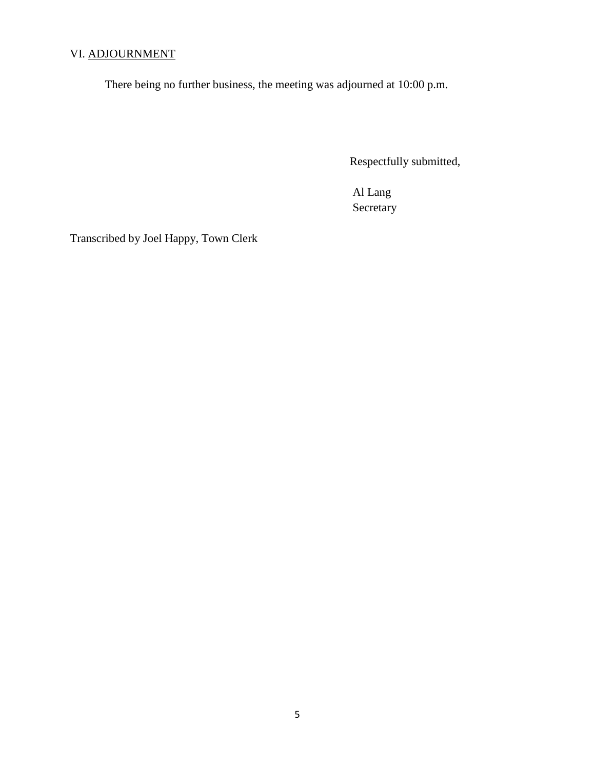## VI. ADJOURNMENT

There being no further business, the meeting was adjourned at 10:00 p.m.

Respectfully submitted,

Al Lang
Secretary

Transcribed by Joel Happy, Town Clerk